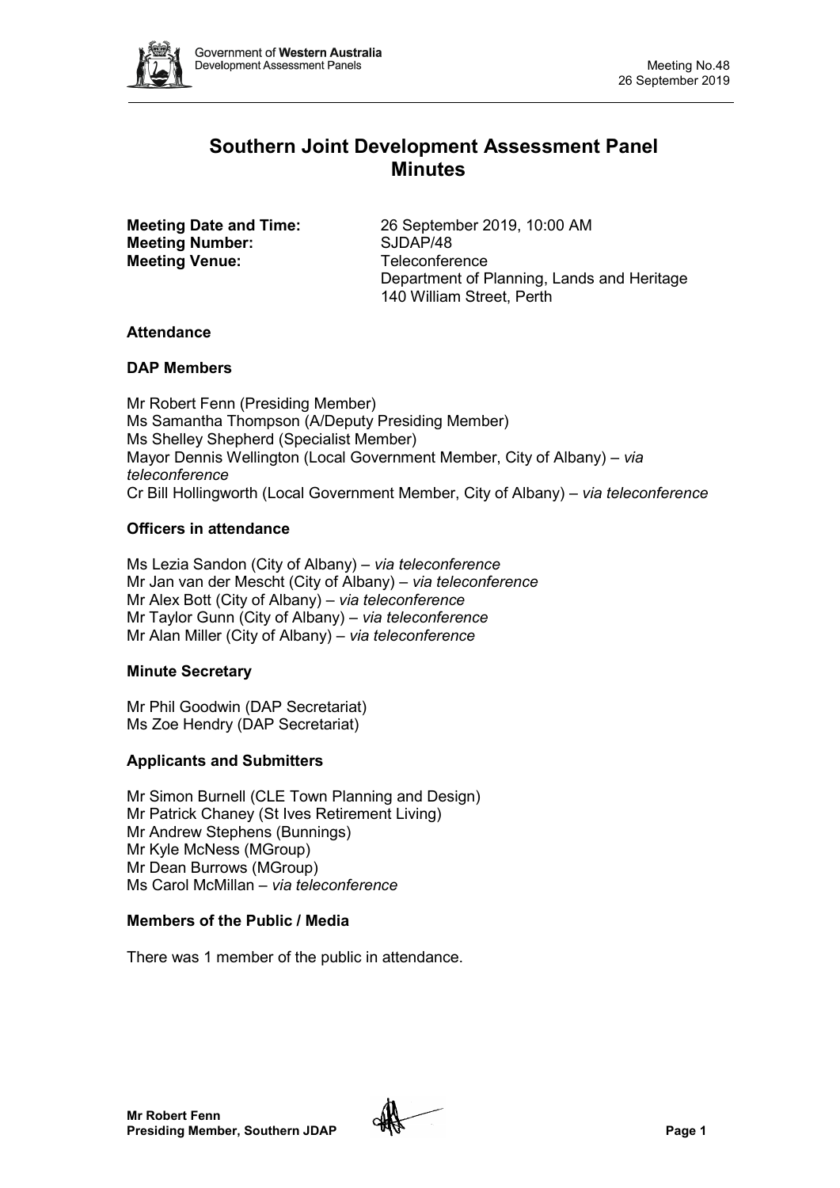# Southern Joint Development Assessment Panel Minutes

**Meeting Date and Time:** 26 September 2019, 10:00 AM
**Meeting Number:** SJDAP/48
**Meeting Venue:** Teleconference
Department of Planning, Lands and Heritage
140 William Street, Perth

## Attendance

### DAP Members

Mr Robert Fenn (Presiding Member)
Ms Samantha Thompson (A/Deputy Presiding Member)
Ms Shelley Shepherd (Specialist Member)
Mayor Dennis Wellington (Local Government Member, City of Albany) – *via teleconference*
Cr Bill Hollingworth (Local Government Member, City of Albany) – *via teleconference*

### Officers in attendance

Ms Lezia Sandon (City of Albany) – *via teleconference*
Mr Jan van der Mescht (City of Albany) – *via teleconference*
Mr Alex Bott (City of Albany) – *via teleconference*
Mr Taylor Gunn (City of Albany) – *via teleconference*
Mr Alan Miller (City of Albany) – *via teleconference*

### Minute Secretary

Mr Phil Goodwin (DAP Secretariat)
Ms Zoe Hendry (DAP Secretariat)

### Applicants and Submitters

Mr Simon Burnell (CLE Town Planning and Design)
Mr Patrick Chaney (St Ives Retirement Living)
Mr Andrew Stephens (Bunnings)
Mr Kyle McNess (MGroup)
Mr Dean Burrows (MGroup)
Ms Carol McMillan – *via teleconference*

### Members of the Public / Media

There was 1 member of the public in attendance.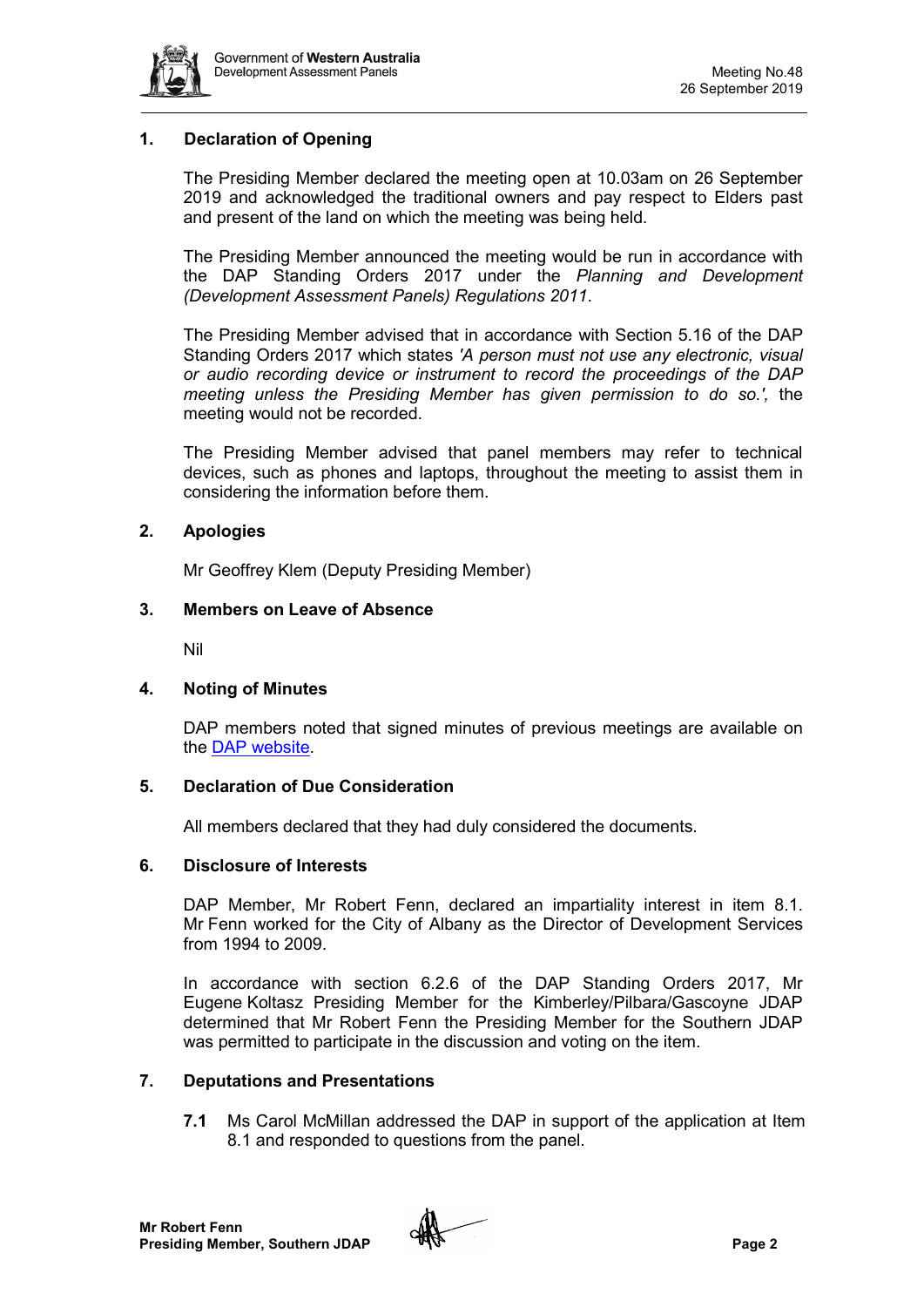## 1. Declaration of Opening

The Presiding Member declared the meeting open at 10.03am on 26 September 2019 and acknowledged the traditional owners and pay respect to Elders past and present of the land on which the meeting was being held.

The Presiding Member announced the meeting would be run in accordance with the DAP Standing Orders 2017 under the *Planning and Development (Development Assessment Panels) Regulations 2011*.

The Presiding Member advised that in accordance with Section 5.16 of the DAP Standing Orders 2017 which states *'A person must not use any electronic, visual or audio recording device or instrument to record the proceedings of the DAP meeting unless the Presiding Member has given permission to do so.',* the meeting would not be recorded.

The Presiding Member advised that panel members may refer to technical devices, such as phones and laptops, throughout the meeting to assist them in considering the information before them.

## 2. Apologies

Mr Geoffrey Klem (Deputy Presiding Member)

## 3. Members on Leave of Absence

Nil

## 4. Noting of Minutes

DAP members noted that signed minutes of previous meetings are available on the DAP website.

## 5. Declaration of Due Consideration

All members declared that they had duly considered the documents.

## 6. Disclosure of Interests

DAP Member, Mr Robert Fenn, declared an impartiality interest in item 8.1. Mr Fenn worked for the City of Albany as the Director of Development Services from 1994 to 2009.

In accordance with section 6.2.6 of the DAP Standing Orders 2017, Mr Eugene Koltasz Presiding Member for the Kimberley/Pilbara/Gascoyne JDAP determined that Mr Robert Fenn the Presiding Member for the Southern JDAP was permitted to participate in the discussion and voting on the item.

## 7. Deputations and Presentations

**7.1** Ms Carol McMillan addressed the DAP in support of the application at Item 8.1 and responded to questions from the panel.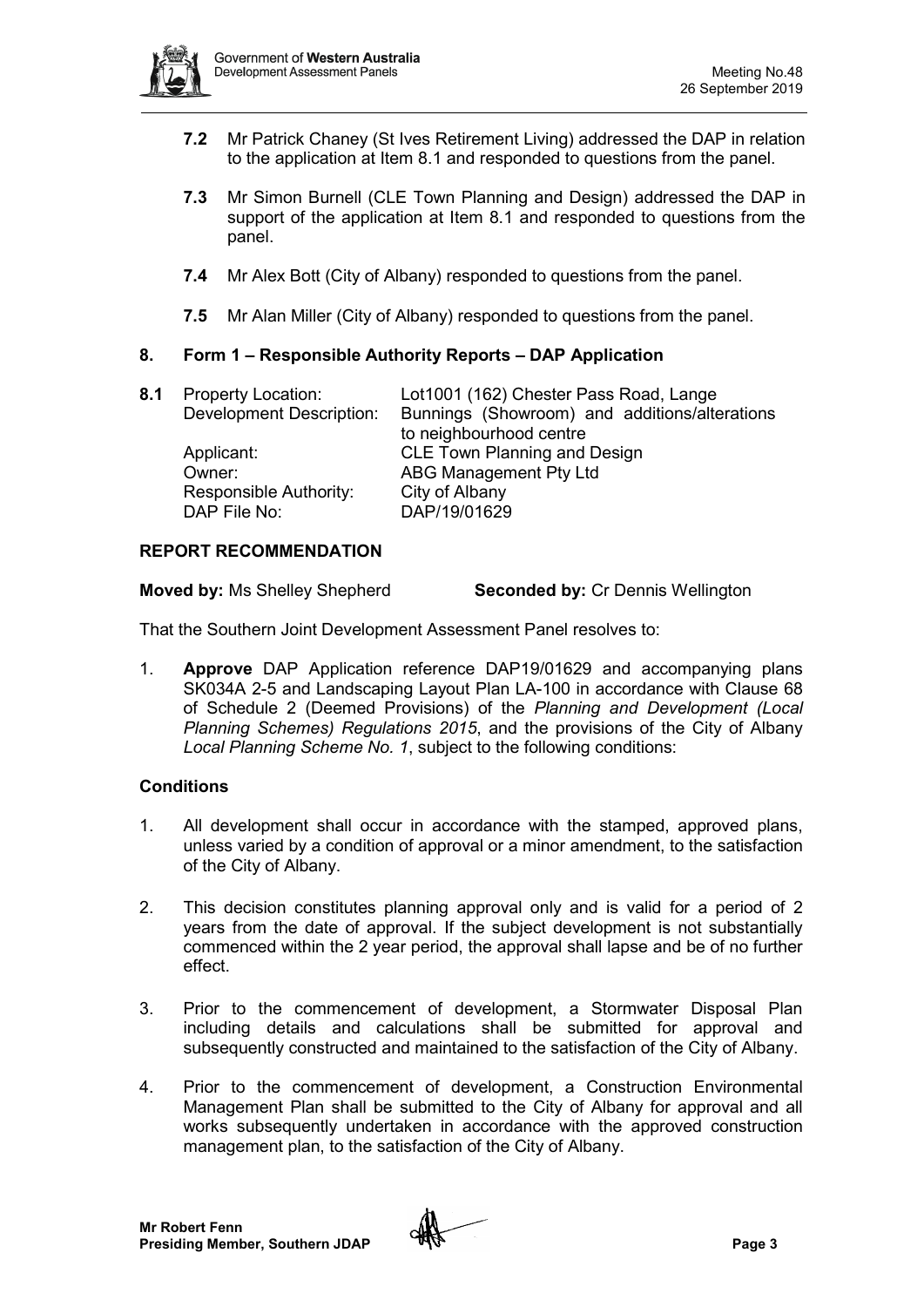- **7.2** Mr Patrick Chaney (St Ives Retirement Living) addressed the DAP in relation to the application at Item 8.1 and responded to questions from the panel.
- **7.3** Mr Simon Burnell (CLE Town Planning and Design) addressed the DAP in support of the application at Item 8.1 and responded to questions from the panel.
- **7.4** Mr Alex Bott (City of Albany) responded to questions from the panel.
- **7.5** Mr Alan Miller (City of Albany) responded to questions from the panel.

## 8. Form 1 – Responsible Authority Reports – DAP Application

**8.1**

| | |
|---|---|
| Property Location: | Lot1001 (162) Chester Pass Road, Lange |
| Development Description: | Bunnings (Showroom) and additions/alterations to neighbourhood centre |
| Applicant: | CLE Town Planning and Design |
| Owner: | ABG Management Pty Ltd |
| Responsible Authority: | City of Albany |
| DAP File No: | DAP/19/01629 |

### REPORT RECOMMENDATION

**Moved by:** Ms Shelley Shepherd **Seconded by:** Cr Dennis Wellington

That the Southern Joint Development Assessment Panel resolves to:

1. **Approve** DAP Application reference DAP19/01629 and accompanying plans SK034A 2-5 and Landscaping Layout Plan LA-100 in accordance with Clause 68 of Schedule 2 (Deemed Provisions) of the *Planning and Development (Local Planning Schemes) Regulations 2015*, and the provisions of the City of Albany *Local Planning Scheme No. 1*, subject to the following conditions:

### Conditions

1. All development shall occur in accordance with the stamped, approved plans, unless varied by a condition of approval or a minor amendment, to the satisfaction of the City of Albany.
2. This decision constitutes planning approval only and is valid for a period of 2 years from the date of approval. If the subject development is not substantially commenced within the 2 year period, the approval shall lapse and be of no further effect.
3. Prior to the commencement of development, a Stormwater Disposal Plan including details and calculations shall be submitted for approval and subsequently constructed and maintained to the satisfaction of the City of Albany.
4. Prior to the commencement of development, a Construction Environmental Management Plan shall be submitted to the City of Albany for approval and all works subsequently undertaken in accordance with the approved construction management plan, to the satisfaction of the City of Albany.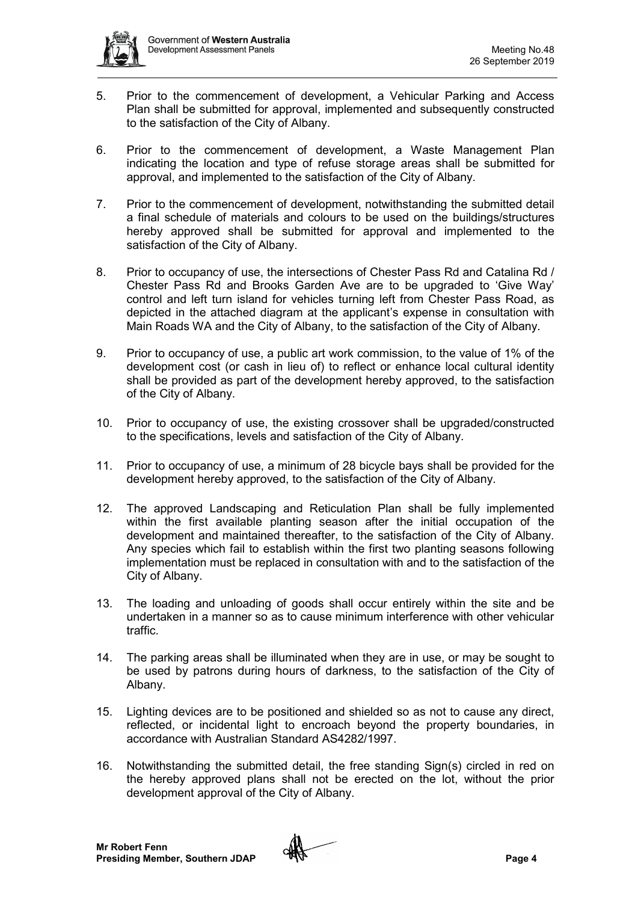5. Prior to the commencement of development, a Vehicular Parking and Access Plan shall be submitted for approval, implemented and subsequently constructed to the satisfaction of the City of Albany.

6. Prior to the commencement of development, a Waste Management Plan indicating the location and type of refuse storage areas shall be submitted for approval, and implemented to the satisfaction of the City of Albany.

7. Prior to the commencement of development, notwithstanding the submitted detail a final schedule of materials and colours to be used on the buildings/structures hereby approved shall be submitted for approval and implemented to the satisfaction of the City of Albany.

8. Prior to occupancy of use, the intersections of Chester Pass Rd and Catalina Rd / Chester Pass Rd and Brooks Garden Ave are to be upgraded to 'Give Way' control and left turn island for vehicles turning left from Chester Pass Road, as depicted in the attached diagram at the applicant's expense in consultation with Main Roads WA and the City of Albany, to the satisfaction of the City of Albany.

9. Prior to occupancy of use, a public art work commission, to the value of 1% of the development cost (or cash in lieu of) to reflect or enhance local cultural identity shall be provided as part of the development hereby approved, to the satisfaction of the City of Albany.

10. Prior to occupancy of use, the existing crossover shall be upgraded/constructed to the specifications, levels and satisfaction of the City of Albany.

11. Prior to occupancy of use, a minimum of 28 bicycle bays shall be provided for the development hereby approved, to the satisfaction of the City of Albany.

12. The approved Landscaping and Reticulation Plan shall be fully implemented within the first available planting season after the initial occupation of the development and maintained thereafter, to the satisfaction of the City of Albany. Any species which fail to establish within the first two planting seasons following implementation must be replaced in consultation with and to the satisfaction of the City of Albany.

13. The loading and unloading of goods shall occur entirely within the site and be undertaken in a manner so as to cause minimum interference with other vehicular traffic.

14. The parking areas shall be illuminated when they are in use, or may be sought to be used by patrons during hours of darkness, to the satisfaction of the City of Albany.

15. Lighting devices are to be positioned and shielded so as not to cause any direct, reflected, or incidental light to encroach beyond the property boundaries, in accordance with Australian Standard AS4282/1997.

16. Notwithstanding the submitted detail, the free standing Sign(s) circled in red on the hereby approved plans shall not be erected on the lot, without the prior development approval of the City of Albany.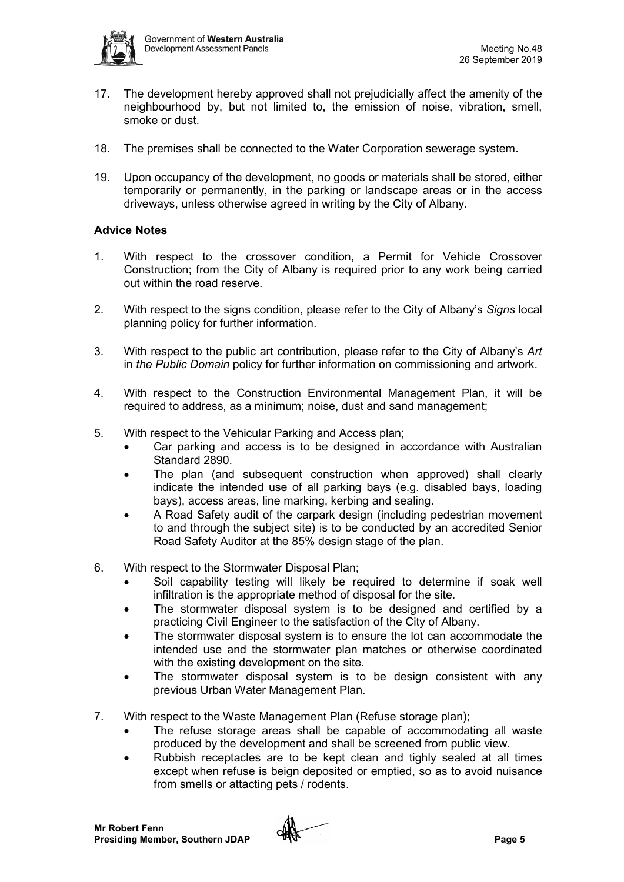17. The development hereby approved shall not prejudicially affect the amenity of the neighbourhood by, but not limited to, the emission of noise, vibration, smell, smoke or dust.

18. The premises shall be connected to the Water Corporation sewerage system.

19. Upon occupancy of the development, no goods or materials shall be stored, either temporarily or permanently, in the parking or landscape areas or in the access driveways, unless otherwise agreed in writing by the City of Albany.

**Advice Notes**

1. With respect to the crossover condition, a Permit for Vehicle Crossover Construction; from the City of Albany is required prior to any work being carried out within the road reserve.

2. With respect to the signs condition, please refer to the City of Albany's *Signs* local planning policy for further information.

3. With respect to the public art contribution, please refer to the City of Albany's *Art* in *the Public Domain* policy for further information on commissioning and artwork.

4. With respect to the Construction Environmental Management Plan, it will be required to address, as a minimum; noise, dust and sand management;

5. With respect to the Vehicular Parking and Access plan;
   - Car parking and access is to be designed in accordance with Australian Standard 2890.
   - The plan (and subsequent construction when approved) shall clearly indicate the intended use of all parking bays (e.g. disabled bays, loading bays), access areas, line marking, kerbing and sealing.
   - A Road Safety audit of the carpark design (including pedestrian movement to and through the subject site) is to be conducted by an accredited Senior Road Safety Auditor at the 85% design stage of the plan.

6. With respect to the Stormwater Disposal Plan;
   - Soil capability testing will likely be required to determine if soak well infiltration is the appropriate method of disposal for the site.
   - The stormwater disposal system is to be designed and certified by a practicing Civil Engineer to the satisfaction of the City of Albany.
   - The stormwater disposal system is to ensure the lot can accommodate the intended use and the stormwater plan matches or otherwise coordinated with the existing development on the site.
   - The stormwater disposal system is to be design consistent with any previous Urban Water Management Plan.

7. With respect to the Waste Management Plan (Refuse storage plan);
   - The refuse storage areas shall be capable of accommodating all waste produced by the development and shall be screened from public view.
   - Rubbish receptacles are to be kept clean and tighly sealed at all times except when refuse is beign deposited or emptied, so as to avoid nuisance from smells or attacting pets / rodents.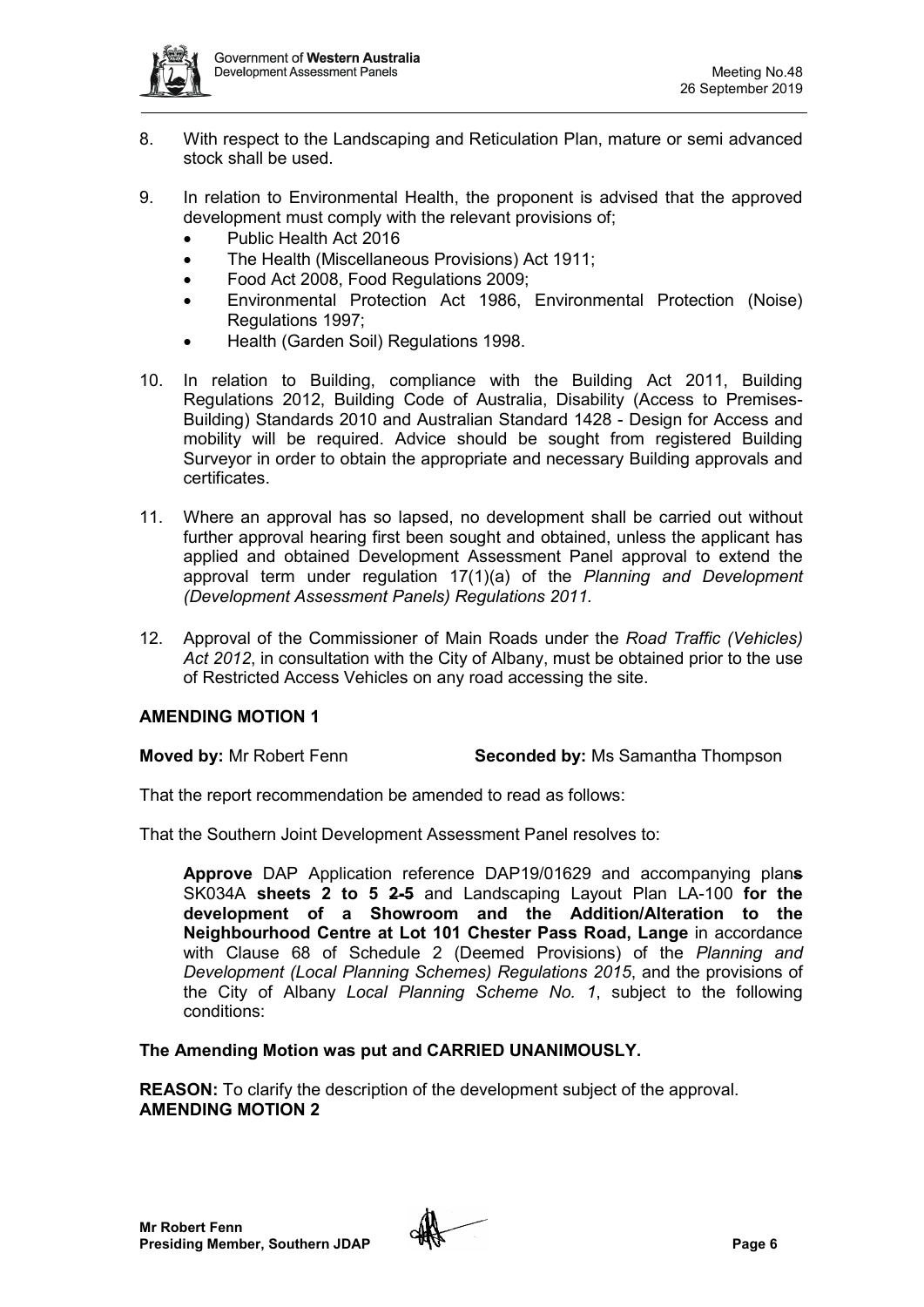8. With respect to the Landscaping and Reticulation Plan, mature or semi advanced stock shall be used.

9. In relation to Environmental Health, the proponent is advised that the approved development must comply with the relevant provisions of;
   - Public Health Act 2016
   - The Health (Miscellaneous Provisions) Act 1911;
   - Food Act 2008, Food Regulations 2009;
   - Environmental Protection Act 1986, Environmental Protection (Noise) Regulations 1997;
   - Health (Garden Soil) Regulations 1998.

10. In relation to Building, compliance with the Building Act 2011, Building Regulations 2012, Building Code of Australia, Disability (Access to Premises-Building) Standards 2010 and Australian Standard 1428 - Design for Access and mobility will be required. Advice should be sought from registered Building Surveyor in order to obtain the appropriate and necessary Building approvals and certificates.

11. Where an approval has so lapsed, no development shall be carried out without further approval hearing first been sought and obtained, unless the applicant has applied and obtained Development Assessment Panel approval to extend the approval term under regulation 17(1)(a) of the *Planning and Development (Development Assessment Panels) Regulations 2011.*

12. Approval of the Commissioner of Main Roads under the *Road Traffic (Vehicles) Act 2012*, in consultation with the City of Albany, must be obtained prior to the use of Restricted Access Vehicles on any road accessing the site.

**AMENDING MOTION 1**

**Moved by:** Mr Robert Fenn **Seconded by:** Ms Samantha Thompson

That the report recommendation be amended to read as follows:

That the Southern Joint Development Assessment Panel resolves to:

> **Approve** DAP Application reference DAP19/01629 and accompanying plan~~s~~ SK034A **sheets 2 to 5** ~~2-5~~ and Landscaping Layout Plan LA-100 **for the development of a Showroom and the Addition/Alteration to the Neighbourhood Centre at Lot 101 Chester Pass Road, Lange** in accordance with Clause 68 of Schedule 2 (Deemed Provisions) of the *Planning and Development (Local Planning Schemes) Regulations 2015*, and the provisions of the City of Albany *Local Planning Scheme No. 1*, subject to the following conditions:

**The Amending Motion was put and CARRIED UNANIMOUSLY.**

**REASON:** To clarify the description of the development subject of the approval.

**AMENDING MOTION 2**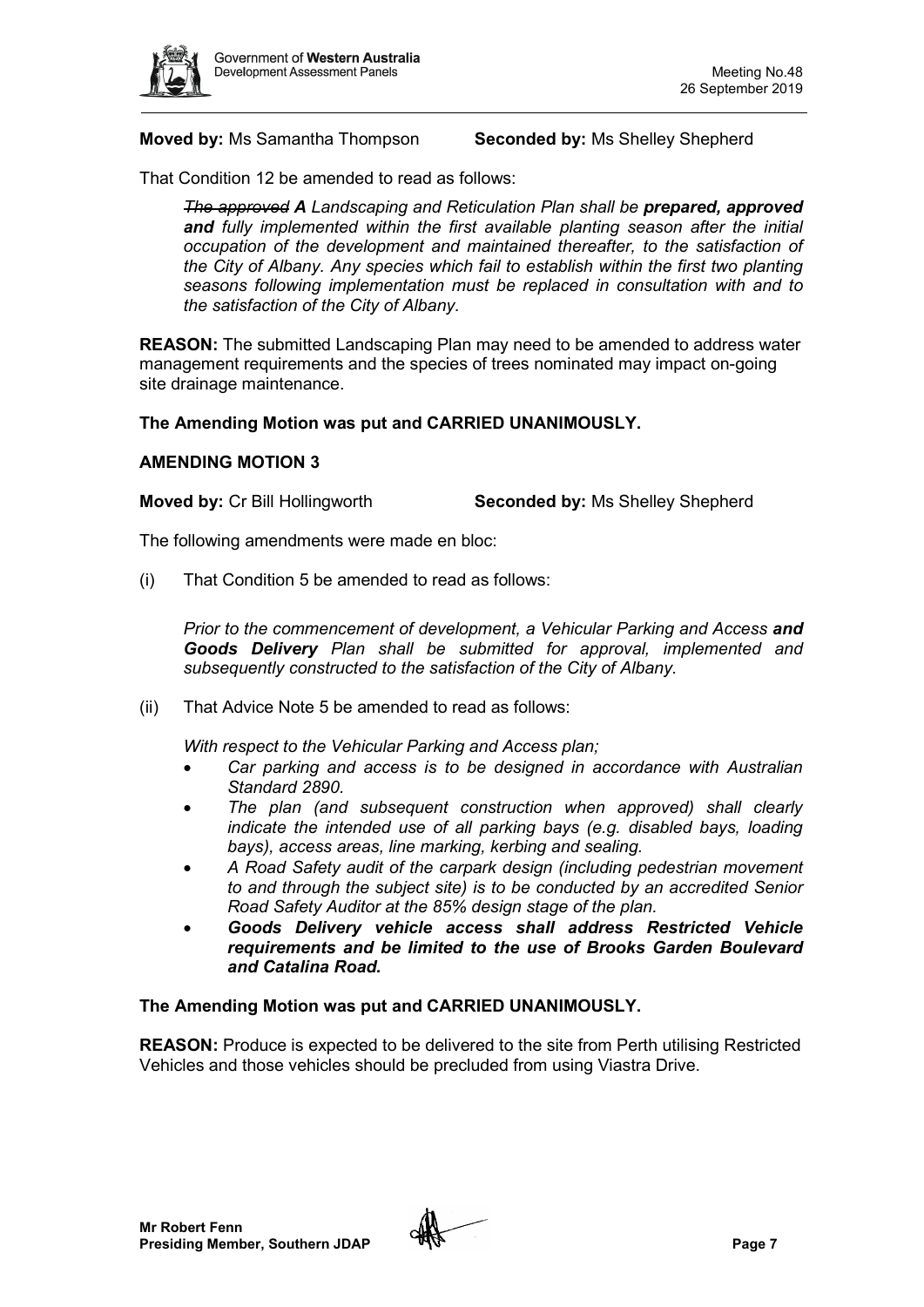**Moved by:** Ms Samantha Thompson **Seconded by:** Ms Shelley Shepherd

That Condition 12 be amended to read as follows:

> *~~The approved~~ **A** Landscaping and Reticulation Plan shall be **prepared, approved and** fully implemented within the first available planting season after the initial occupation of the development and maintained thereafter, to the satisfaction of the City of Albany. Any species which fail to establish within the first two planting seasons following implementation must be replaced in consultation with and to the satisfaction of the City of Albany.*

**REASON:** The submitted Landscaping Plan may need to be amended to address water management requirements and the species of trees nominated may impact on-going site drainage maintenance.

**The Amending Motion was put and CARRIED UNANIMOUSLY.**

**AMENDING MOTION 3**

**Moved by:** Cr Bill Hollingworth **Seconded by:** Ms Shelley Shepherd

The following amendments were made en bloc:

(i) That Condition 5 be amended to read as follows:

> *Prior to the commencement of development, a Vehicular Parking and Access **and Goods Delivery** Plan shall be submitted for approval, implemented and subsequently constructed to the satisfaction of the City of Albany.*

(ii) That Advice Note 5 be amended to read as follows:

> *With respect to the Vehicular Parking and Access plan;*
>
> - *Car parking and access is to be designed in accordance with Australian Standard 2890.*
> - *The plan (and subsequent construction when approved) shall clearly indicate the intended use of all parking bays (e.g. disabled bays, loading bays), access areas, line marking, kerbing and sealing.*
> - *A Road Safety audit of the carpark design (including pedestrian movement to and through the subject site) is to be conducted by an accredited Senior Road Safety Auditor at the 85% design stage of the plan.*
> - ***Goods Delivery vehicle access shall address Restricted Vehicle requirements and be limited to the use of Brooks Garden Boulevard and Catalina Road.***

**The Amending Motion was put and CARRIED UNANIMOUSLY.**

**REASON:** Produce is expected to be delivered to the site from Perth utilising Restricted Vehicles and those vehicles should be precluded from using Viastra Drive.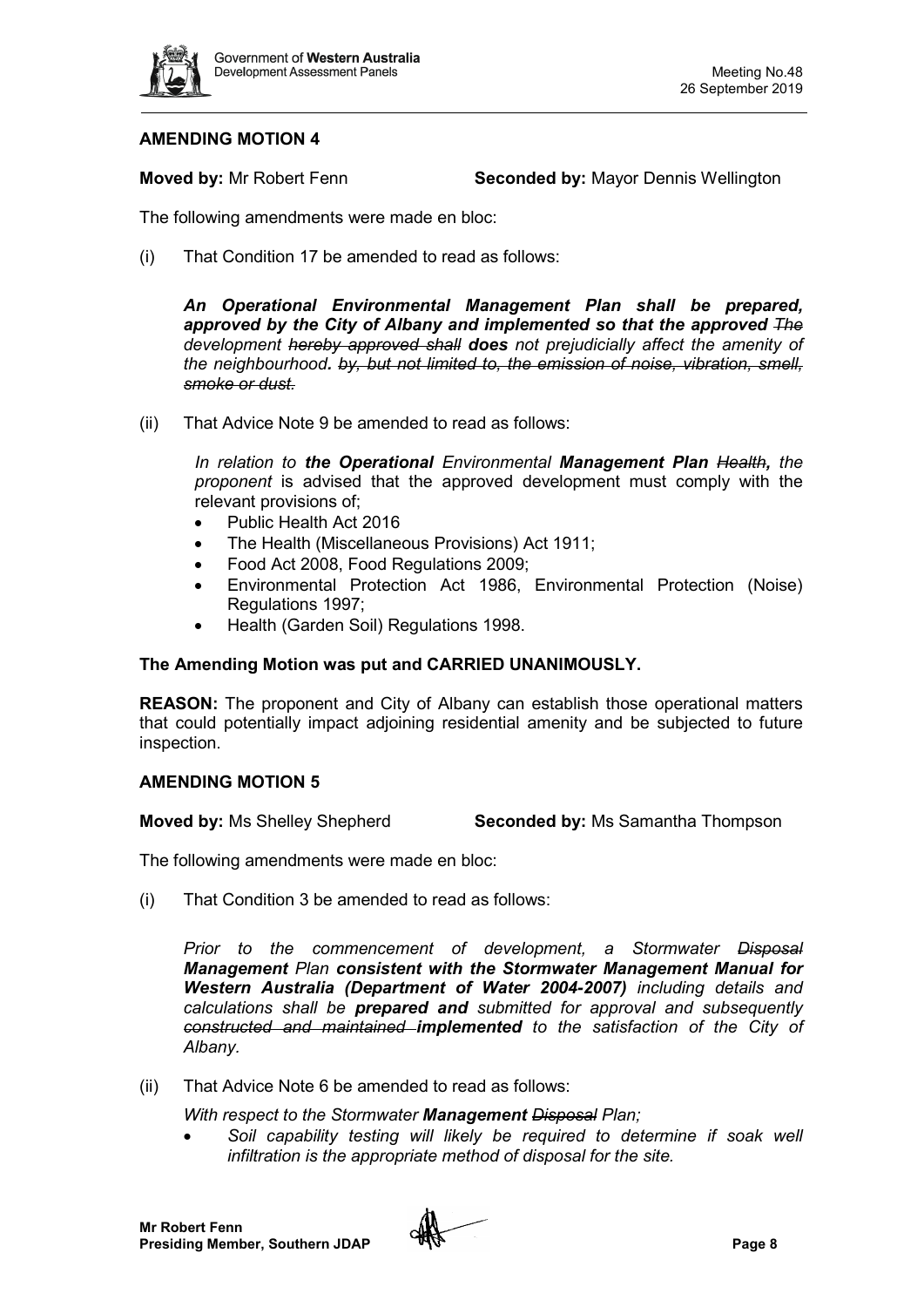**AMENDING MOTION 4**

**Moved by:** Mr Robert Fenn **Seconded by:** Mayor Dennis Wellington

The following amendments were made en bloc:

(i) That Condition 17 be amended to read as follows:

> ***An Operational Environmental Management Plan shall be prepared, approved by the City of Albany and implemented so that the approved*** *~~The~~ development ~~hereby approved shall~~* ***does*** *not prejudicially affect the amenity of the neighbourhood****.*** *~~by, but not limited to, the emission of noise, vibration, smell, smoke or dust.~~*

(ii) That Advice Note 9 be amended to read as follows:

> *In relation to* ***the Operational*** *Environmental* ***Management Plan*** *~~Health~~****,*** *the proponent* is advised that the approved development must comply with the relevant provisions of;
>
> - Public Health Act 2016
> - The Health (Miscellaneous Provisions) Act 1911;
> - Food Act 2008, Food Regulations 2009;
> - Environmental Protection Act 1986, Environmental Protection (Noise) Regulations 1997;
> - Health (Garden Soil) Regulations 1998.

**The Amending Motion was put and CARRIED UNANIMOUSLY.**

**REASON:** The proponent and City of Albany can establish those operational matters that could potentially impact adjoining residential amenity and be subjected to future inspection.

**AMENDING MOTION 5**

**Moved by:** Ms Shelley Shepherd **Seconded by:** Ms Samantha Thompson

The following amendments were made en bloc:

(i) That Condition 3 be amended to read as follows:

> *Prior to the commencement of development, a Stormwater ~~Disposal~~* ***Management*** *Plan* ***consistent with the Stormwater Management Manual for Western Australia (Department of Water 2004-2007)*** *including details and calculations shall be* ***prepared and*** *submitted for approval and subsequently ~~constructed and maintained~~* ***implemented*** *to the satisfaction of the City of Albany.*

(ii) That Advice Note 6 be amended to read as follows:

> *With respect to the Stormwater* ***Management*** *~~Disposal~~ Plan;*
>
> - *Soil capability testing will likely be required to determine if soak well infiltration is the appropriate method of disposal for the site.*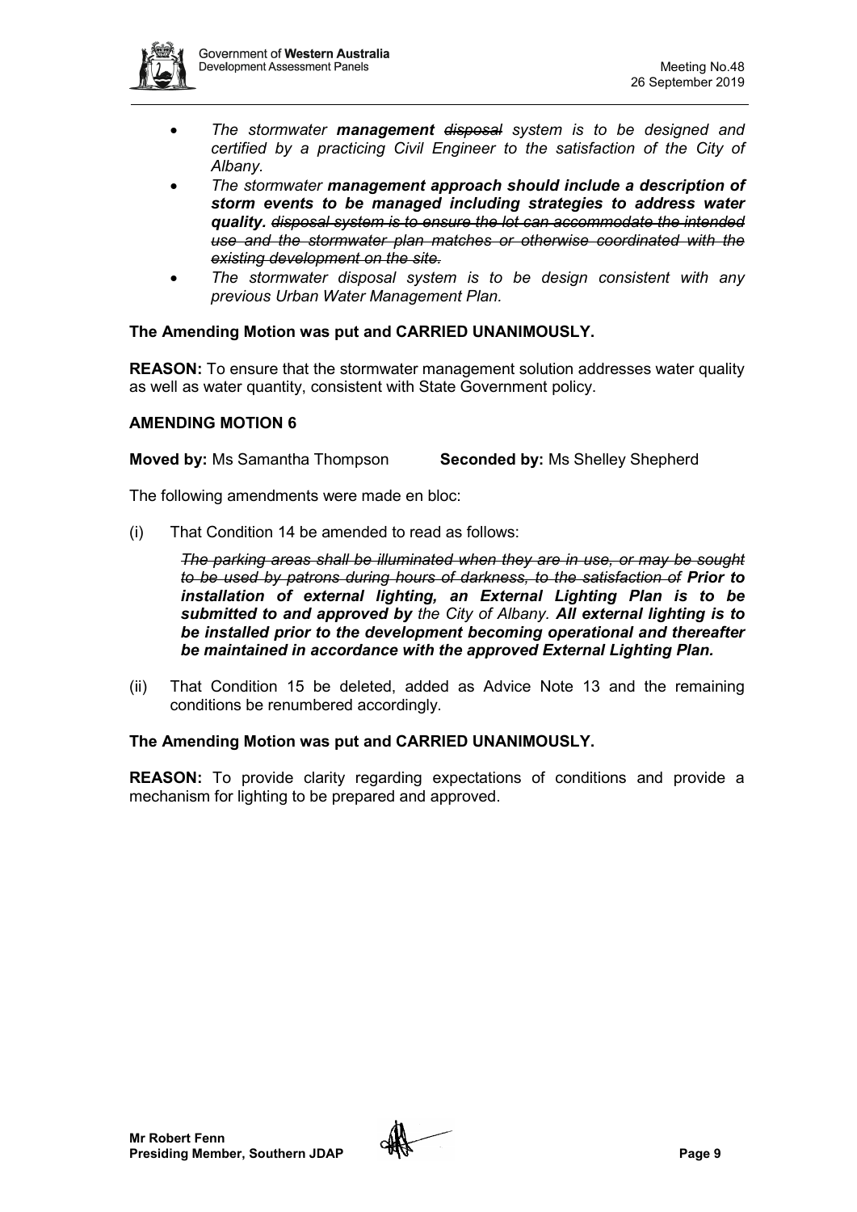- *The stormwater **management** ~~disposal~~ system is to be designed and certified by a practicing Civil Engineer to the satisfaction of the City of Albany.*
- *The stormwater **management approach should include a description of storm events to be managed including strategies to address water quality.** ~~disposal system is to ensure the lot can accommodate the intended use and the stormwater plan matches or otherwise coordinated with the existing development on the site.~~*
- *The stormwater disposal system is to be design consistent with any previous Urban Water Management Plan.*

**The Amending Motion was put and CARRIED UNANIMOUSLY.**

**REASON:** To ensure that the stormwater management solution addresses water quality as well as water quantity, consistent with State Government policy.

**AMENDING MOTION 6**

**Moved by:** Ms Samantha Thompson **Seconded by:** Ms Shelley Shepherd

The following amendments were made en bloc:

(i) That Condition 14 be amended to read as follows:

*~~The parking areas shall be illuminated when they are in use, or may be sought to be used by patrons during hours of darkness, to the satisfaction of~~ **Prior to installation of external lighting, an External Lighting Plan is to be submitted to and approved by** the City of Albany. **All external lighting is to be installed prior to the development becoming operational and thereafter be maintained in accordance with the approved External Lighting Plan.***

(ii) That Condition 15 be deleted, added as Advice Note 13 and the remaining conditions be renumbered accordingly.

**The Amending Motion was put and CARRIED UNANIMOUSLY.**

**REASON:** To provide clarity regarding expectations of conditions and provide a mechanism for lighting to be prepared and approved.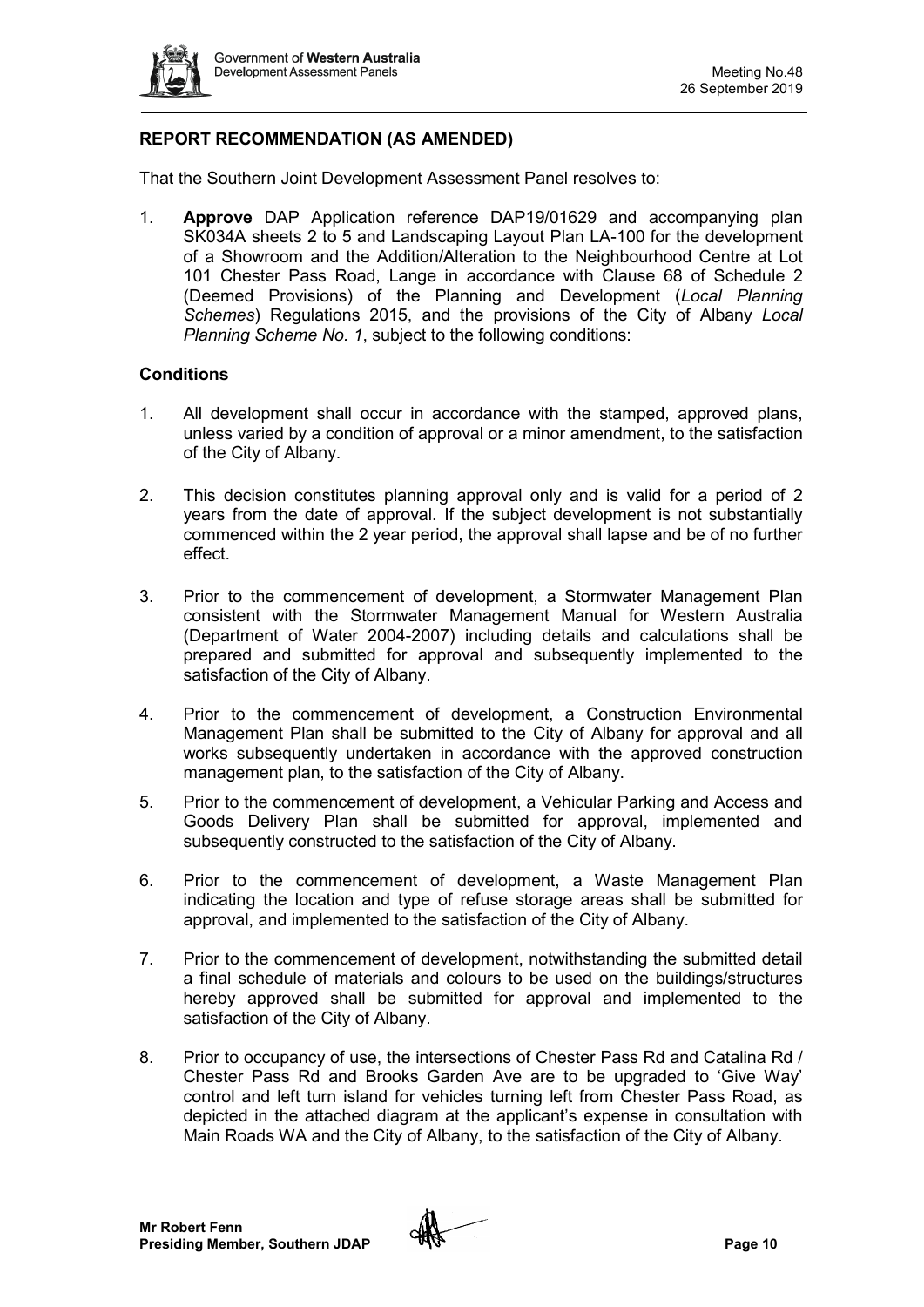## REPORT RECOMMENDATION (AS AMENDED)

That the Southern Joint Development Assessment Panel resolves to:

1. **Approve** DAP Application reference DAP19/01629 and accompanying plan SK034A sheets 2 to 5 and Landscaping Layout Plan LA-100 for the development of a Showroom and the Addition/Alteration to the Neighbourhood Centre at Lot 101 Chester Pass Road, Lange in accordance with Clause 68 of Schedule 2 (Deemed Provisions) of the Planning and Development (*Local Planning Schemes*) Regulations 2015, and the provisions of the City of Albany *Local Planning Scheme No. 1*, subject to the following conditions:

### Conditions

1. All development shall occur in accordance with the stamped, approved plans, unless varied by a condition of approval or a minor amendment, to the satisfaction of the City of Albany.

2. This decision constitutes planning approval only and is valid for a period of 2 years from the date of approval. If the subject development is not substantially commenced within the 2 year period, the approval shall lapse and be of no further effect.

3. Prior to the commencement of development, a Stormwater Management Plan consistent with the Stormwater Management Manual for Western Australia (Department of Water 2004-2007) including details and calculations shall be prepared and submitted for approval and subsequently implemented to the satisfaction of the City of Albany.

4. Prior to the commencement of development, a Construction Environmental Management Plan shall be submitted to the City of Albany for approval and all works subsequently undertaken in accordance with the approved construction management plan, to the satisfaction of the City of Albany.

5. Prior to the commencement of development, a Vehicular Parking and Access and Goods Delivery Plan shall be submitted for approval, implemented and subsequently constructed to the satisfaction of the City of Albany.

6. Prior to the commencement of development, a Waste Management Plan indicating the location and type of refuse storage areas shall be submitted for approval, and implemented to the satisfaction of the City of Albany.

7. Prior to the commencement of development, notwithstanding the submitted detail a final schedule of materials and colours to be used on the buildings/structures hereby approved shall be submitted for approval and implemented to the satisfaction of the City of Albany.

8. Prior to occupancy of use, the intersections of Chester Pass Rd and Catalina Rd / Chester Pass Rd and Brooks Garden Ave are to be upgraded to 'Give Way' control and left turn island for vehicles turning left from Chester Pass Road, as depicted in the attached diagram at the applicant's expense in consultation with Main Roads WA and the City of Albany, to the satisfaction of the City of Albany.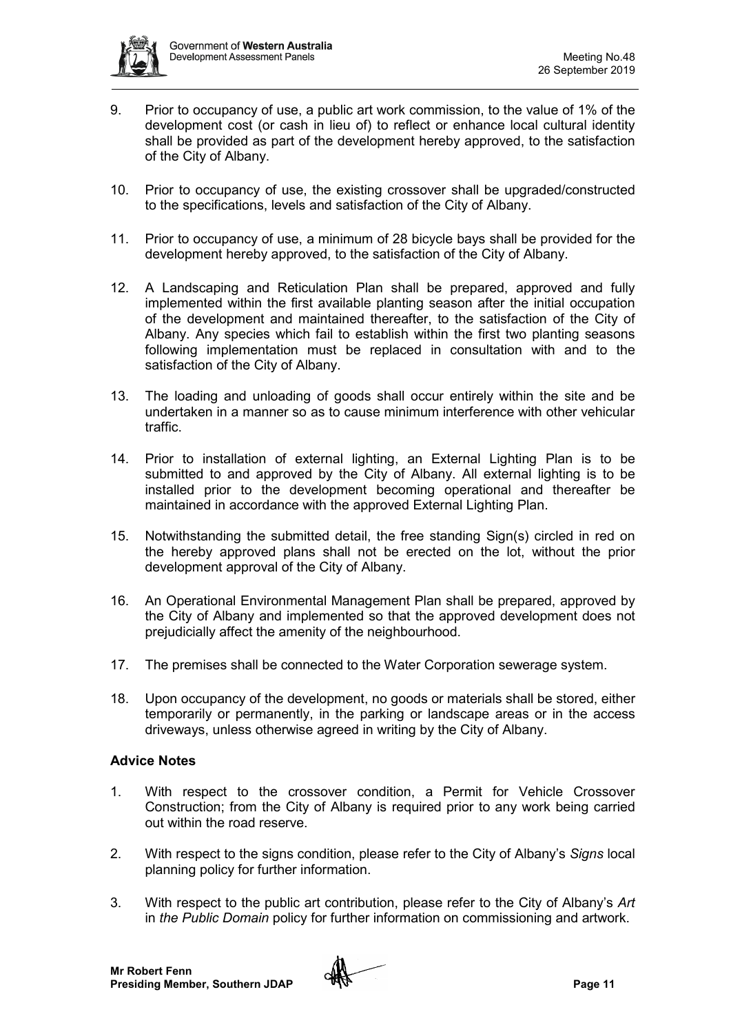9. Prior to occupancy of use, a public art work commission, to the value of 1% of the development cost (or cash in lieu of) to reflect or enhance local cultural identity shall be provided as part of the development hereby approved, to the satisfaction of the City of Albany.

10. Prior to occupancy of use, the existing crossover shall be upgraded/constructed to the specifications, levels and satisfaction of the City of Albany.

11. Prior to occupancy of use, a minimum of 28 bicycle bays shall be provided for the development hereby approved, to the satisfaction of the City of Albany.

12. A Landscaping and Reticulation Plan shall be prepared, approved and fully implemented within the first available planting season after the initial occupation of the development and maintained thereafter, to the satisfaction of the City of Albany. Any species which fail to establish within the first two planting seasons following implementation must be replaced in consultation with and to the satisfaction of the City of Albany.

13. The loading and unloading of goods shall occur entirely within the site and be undertaken in a manner so as to cause minimum interference with other vehicular traffic.

14. Prior to installation of external lighting, an External Lighting Plan is to be submitted to and approved by the City of Albany. All external lighting is to be installed prior to the development becoming operational and thereafter be maintained in accordance with the approved External Lighting Plan.

15. Notwithstanding the submitted detail, the free standing Sign(s) circled in red on the hereby approved plans shall not be erected on the lot, without the prior development approval of the City of Albany.

16. An Operational Environmental Management Plan shall be prepared, approved by the City of Albany and implemented so that the approved development does not prejudicially affect the amenity of the neighbourhood.

17. The premises shall be connected to the Water Corporation sewerage system.

18. Upon occupancy of the development, no goods or materials shall be stored, either temporarily or permanently, in the parking or landscape areas or in the access driveways, unless otherwise agreed in writing by the City of Albany.

**Advice Notes**

1. With respect to the crossover condition, a Permit for Vehicle Crossover Construction; from the City of Albany is required prior to any work being carried out within the road reserve.

2. With respect to the signs condition, please refer to the City of Albany's *Signs* local planning policy for further information.

3. With respect to the public art contribution, please refer to the City of Albany's *Art* in *the Public Domain* policy for further information on commissioning and artwork.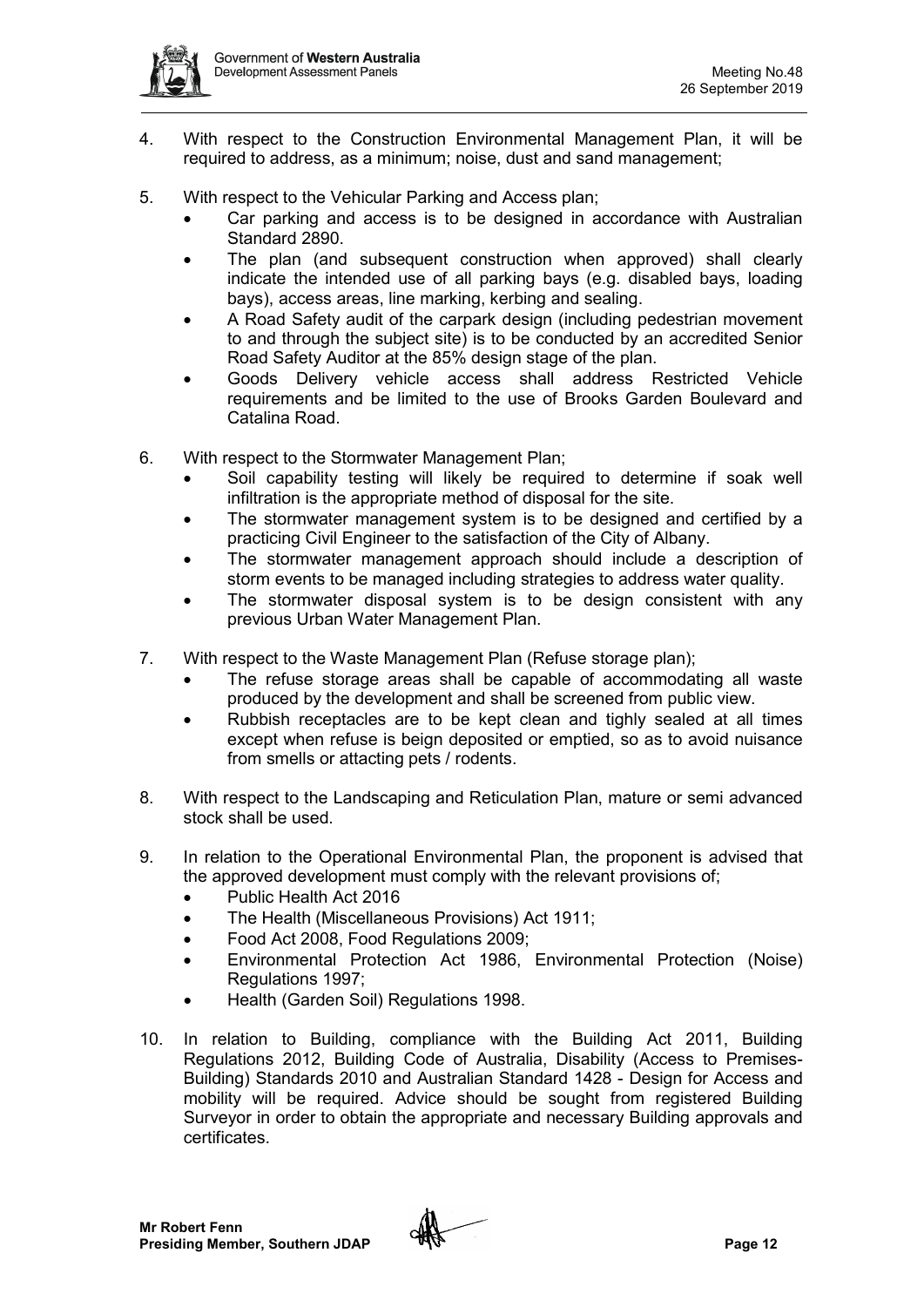4. With respect to the Construction Environmental Management Plan, it will be required to address, as a minimum; noise, dust and sand management;

5. With respect to the Vehicular Parking and Access plan;
   - Car parking and access is to be designed in accordance with Australian Standard 2890.
   - The plan (and subsequent construction when approved) shall clearly indicate the intended use of all parking bays (e.g. disabled bays, loading bays), access areas, line marking, kerbing and sealing.
   - A Road Safety audit of the carpark design (including pedestrian movement to and through the subject site) is to be conducted by an accredited Senior Road Safety Auditor at the 85% design stage of the plan.
   - Goods Delivery vehicle access shall address Restricted Vehicle requirements and be limited to the use of Brooks Garden Boulevard and Catalina Road.

6. With respect to the Stormwater Management Plan;
   - Soil capability testing will likely be required to determine if soak well infiltration is the appropriate method of disposal for the site.
   - The stormwater management system is to be designed and certified by a practicing Civil Engineer to the satisfaction of the City of Albany.
   - The stormwater management approach should include a description of storm events to be managed including strategies to address water quality.
   - The stormwater disposal system is to be design consistent with any previous Urban Water Management Plan.

7. With respect to the Waste Management Plan (Refuse storage plan);
   - The refuse storage areas shall be capable of accommodating all waste produced by the development and shall be screened from public view.
   - Rubbish receptacles are to be kept clean and tighly sealed at all times except when refuse is beign deposited or emptied, so as to avoid nuisance from smells or attacting pets / rodents.

8. With respect to the Landscaping and Reticulation Plan, mature or semi advanced stock shall be used.

9. In relation to the Operational Environmental Plan, the proponent is advised that the approved development must comply with the relevant provisions of;
   - Public Health Act 2016
   - The Health (Miscellaneous Provisions) Act 1911;
   - Food Act 2008, Food Regulations 2009;
   - Environmental Protection Act 1986, Environmental Protection (Noise) Regulations 1997;
   - Health (Garden Soil) Regulations 1998.

10. In relation to Building, compliance with the Building Act 2011, Building Regulations 2012, Building Code of Australia, Disability (Access to Premises-Building) Standards 2010 and Australian Standard 1428 - Design for Access and mobility will be required. Advice should be sought from registered Building Surveyor in order to obtain the appropriate and necessary Building approvals and certificates.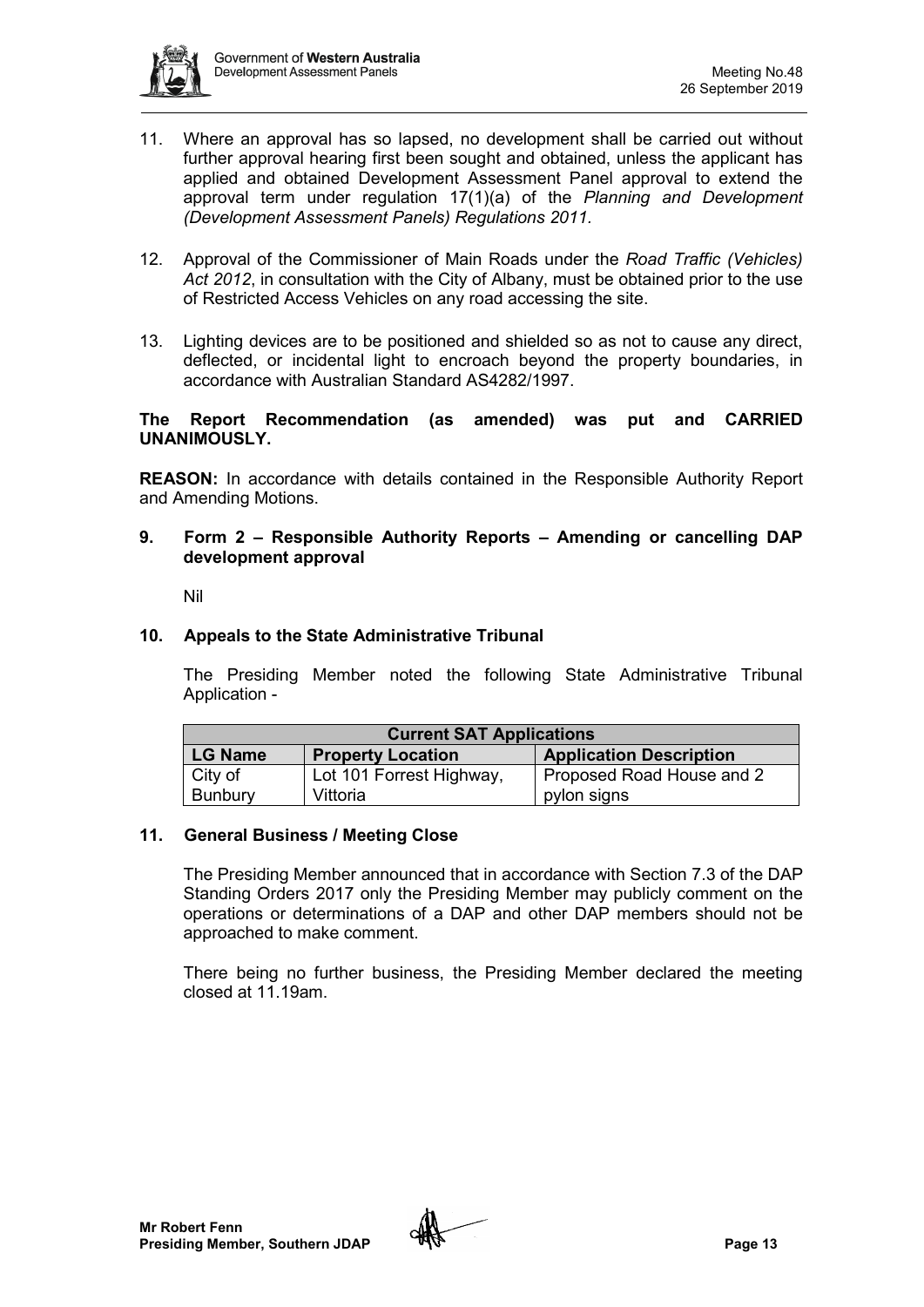11. Where an approval has so lapsed, no development shall be carried out without further approval hearing first been sought and obtained, unless the applicant has applied and obtained Development Assessment Panel approval to extend the approval term under regulation 17(1)(a) of the *Planning and Development (Development Assessment Panels) Regulations 2011*.

12. Approval of the Commissioner of Main Roads under the *Road Traffic (Vehicles) Act 2012*, in consultation with the City of Albany, must be obtained prior to the use of Restricted Access Vehicles on any road accessing the site.

13. Lighting devices are to be positioned and shielded so as not to cause any direct, deflected, or incidental light to encroach beyond the property boundaries, in accordance with Australian Standard AS4282/1997.

**The Report Recommendation (as amended) was put and CARRIED UNANIMOUSLY.**

**REASON:** In accordance with details contained in the Responsible Authority Report and Amending Motions.

## 9. Form 2 – Responsible Authority Reports – Amending or cancelling DAP development approval

Nil

## 10. Appeals to the State Administrative Tribunal

The Presiding Member noted the following State Administrative Tribunal Application -

| Current SAT Applications | | |
|---|---|---|
| **LG Name** | **Property Location** | **Application Description** |
| City of Bunbury | Lot 101 Forrest Highway, Vittoria | Proposed Road House and 2 pylon signs |

## 11. General Business / Meeting Close

The Presiding Member announced that in accordance with Section 7.3 of the DAP Standing Orders 2017 only the Presiding Member may publicly comment on the operations or determinations of a DAP and other DAP members should not be approached to make comment.

There being no further business, the Presiding Member declared the meeting closed at 11.19am.

**Mr Robert Fenn**
**Presiding Member, Southern JDAP**